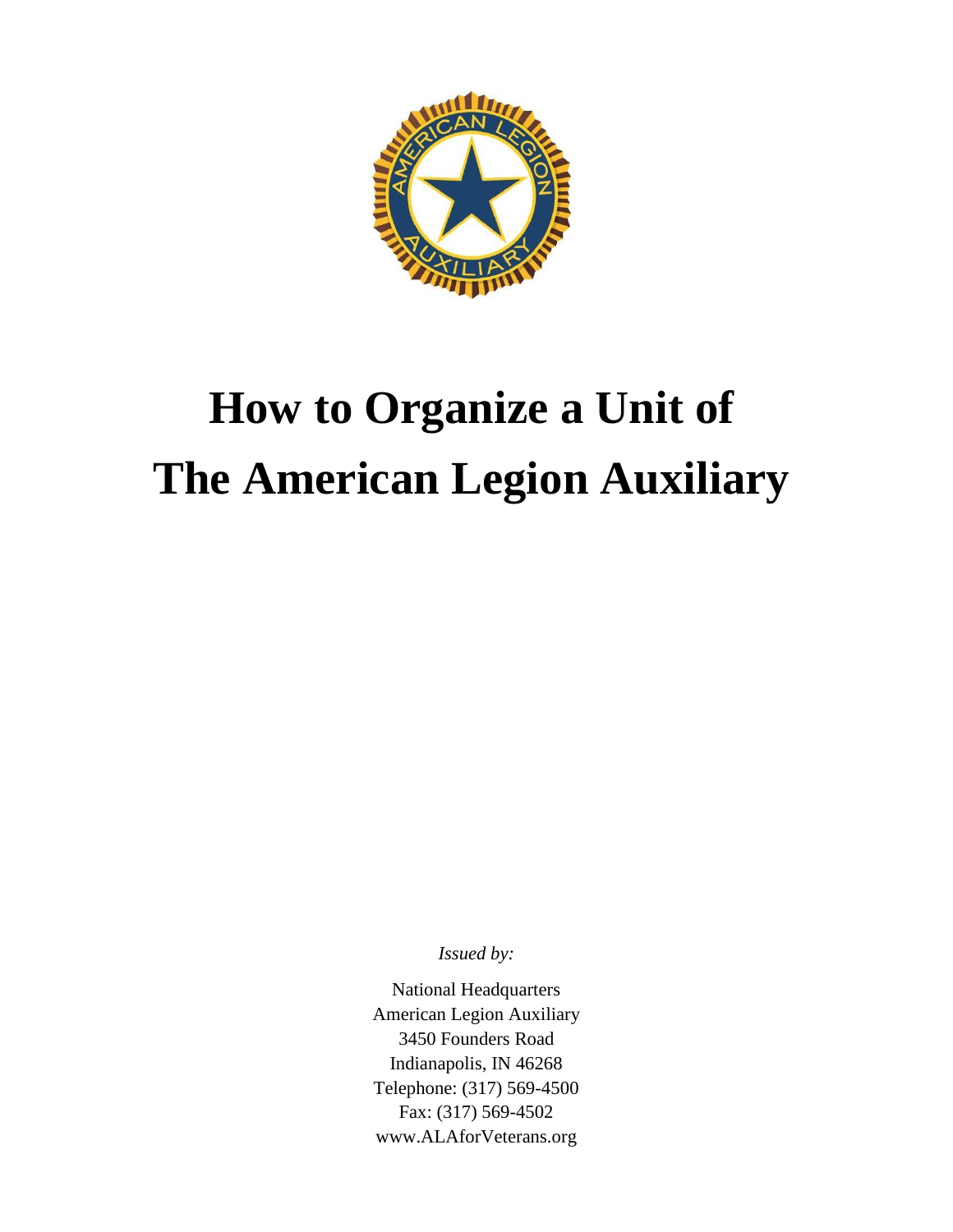# How to Organize a Unit of The American Legion Auxiliary

*Issued by:*

National Headquarters
American Legion Auxiliary
3450 Founders Road
Indianapolis, IN 46268
Telephone: (317) 569-4500
Fax: (317) 569-4502
www.ALAforVeterans.org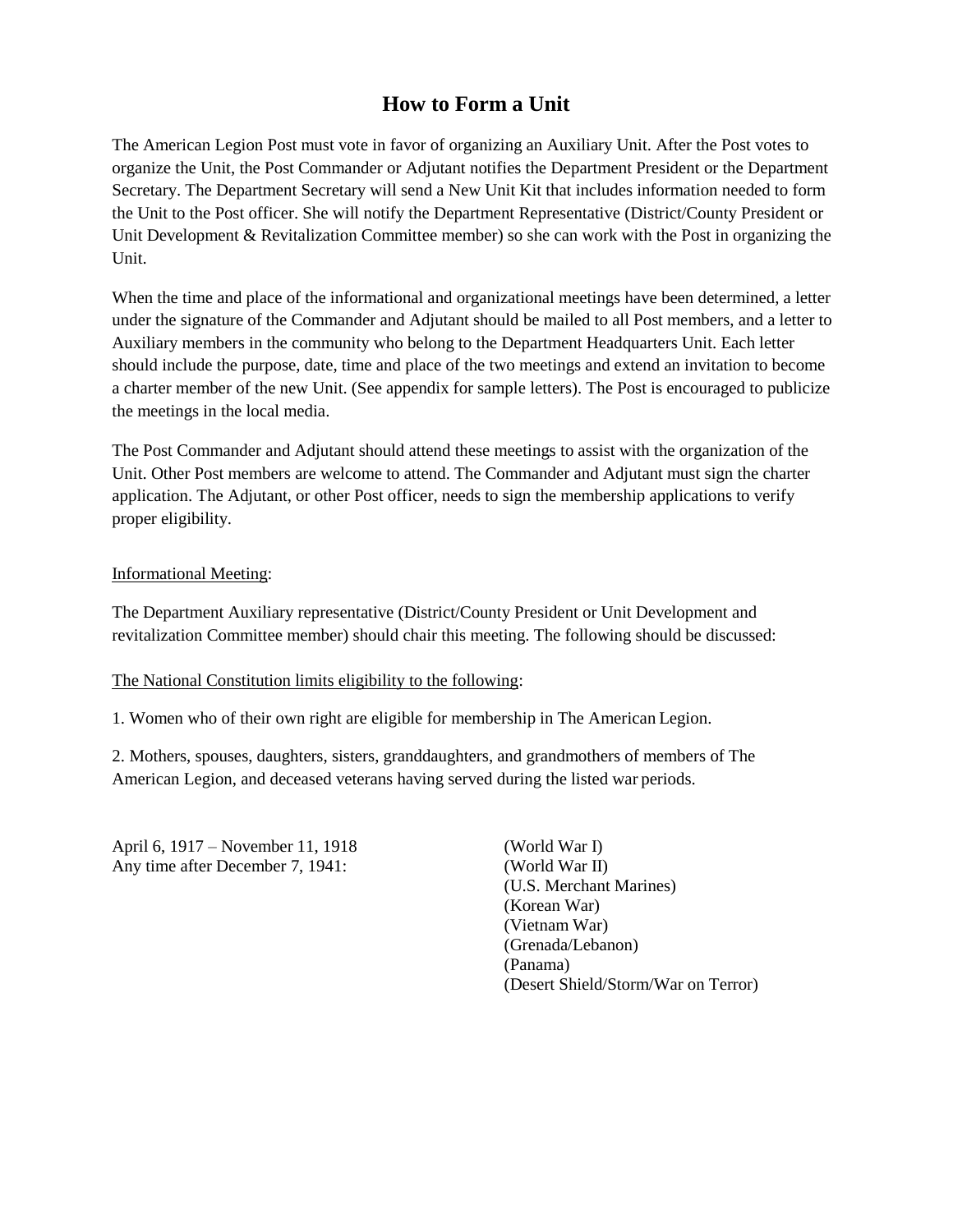# How to Form a Unit

The American Legion Post must vote in favor of organizing an Auxiliary Unit. After the Post votes to organize the Unit, the Post Commander or Adjutant notifies the Department President or the Department Secretary. The Department Secretary will send a New Unit Kit that includes information needed to form the Unit to the Post officer. She will notify the Department Representative (District/County President or Unit Development & Revitalization Committee member) so she can work with the Post in organizing the Unit.

When the time and place of the informational and organizational meetings have been determined, a letter under the signature of the Commander and Adjutant should be mailed to all Post members, and a letter to Auxiliary members in the community who belong to the Department Headquarters Unit. Each letter should include the purpose, date, time and place of the two meetings and extend an invitation to become a charter member of the new Unit. (See appendix for sample letters). The Post is encouraged to publicize the meetings in the local media.

The Post Commander and Adjutant should attend these meetings to assist with the organization of the Unit. Other Post members are welcome to attend. The Commander and Adjutant must sign the charter application. The Adjutant, or other Post officer, needs to sign the membership applications to verify proper eligibility.

<u>Informational Meeting</u>:

The Department Auxiliary representative (District/County President or Unit Development and revitalization Committee member) should chair this meeting. The following should be discussed:

<u>The National Constitution limits eligibility to the following</u>:

1. Women who of their own right are eligible for membership in The American Legion.

2. Mothers, spouses, daughters, sisters, granddaughters, and grandmothers of members of The American Legion, and deceased veterans having served during the listed war periods.

| | |
|---|---|
| April 6, 1917 – November 11, 1918 | (World War I) |
| Any time after December 7, 1941: | (World War II) |
| | (U.S. Merchant Marines) |
| | (Korean War) |
| | (Vietnam War) |
| | (Grenada/Lebanon) |
| | (Panama) |
| | (Desert Shield/Storm/War on Terror) |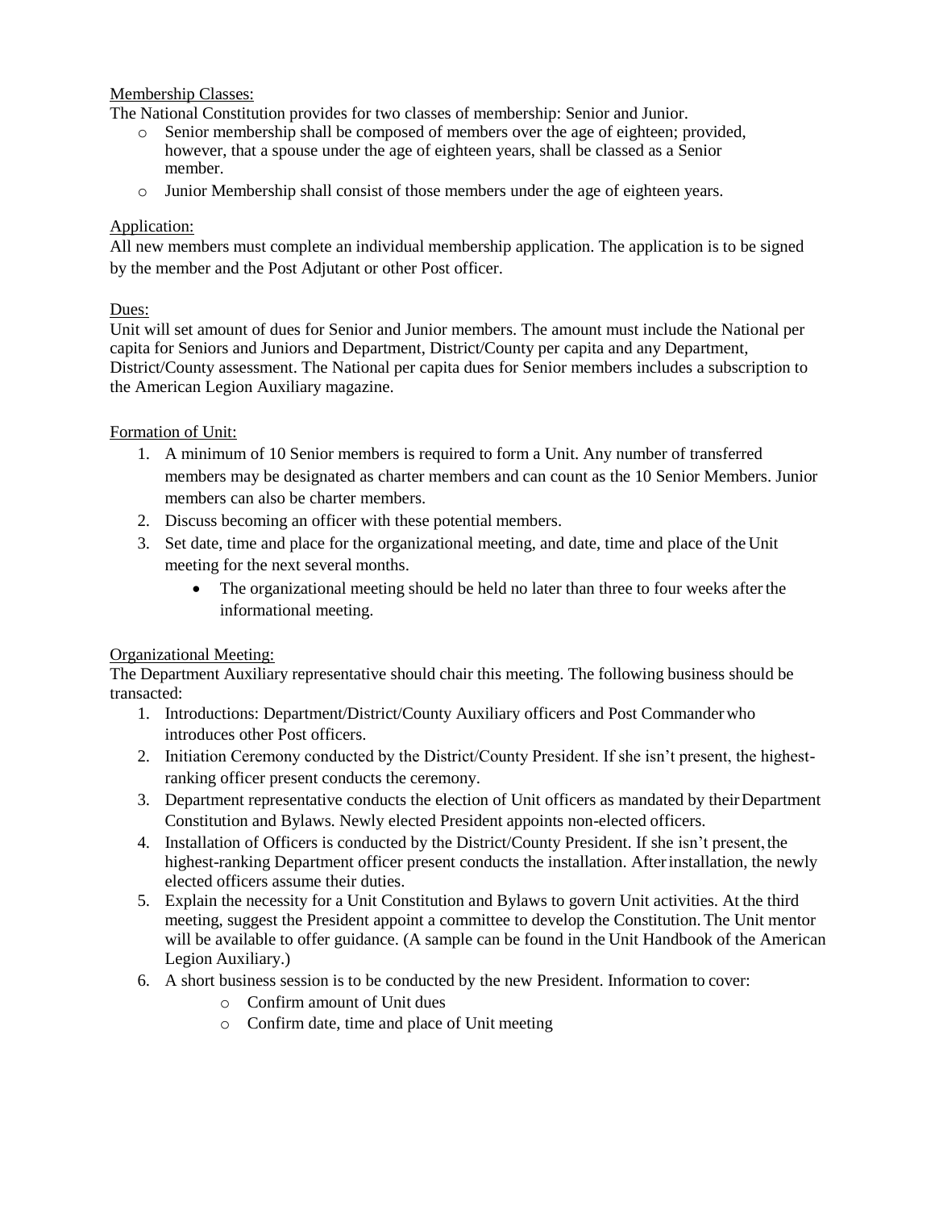Membership Classes:

The National Constitution provides for two classes of membership: Senior and Junior.

- Senior membership shall be composed of members over the age of eighteen; provided, however, that a spouse under the age of eighteen years, shall be classed as a Senior member.
- Junior Membership shall consist of those members under the age of eighteen years.

Application:

All new members must complete an individual membership application. The application is to be signed by the member and the Post Adjutant or other Post officer.

Dues:

Unit will set amount of dues for Senior and Junior members. The amount must include the National per capita for Seniors and Juniors and Department, District/County per capita and any Department, District/County assessment. The National per capita dues for Senior members includes a subscription to the American Legion Auxiliary magazine.

Formation of Unit:

1. A minimum of 10 Senior members is required to form a Unit. Any number of transferred members may be designated as charter members and can count as the 10 Senior Members. Junior members can also be charter members.
2. Discuss becoming an officer with these potential members.
3. Set date, time and place for the organizational meeting, and date, time and place of the Unit meeting for the next several months.
   - The organizational meeting should be held no later than three to four weeks after the informational meeting.

Organizational Meeting:

The Department Auxiliary representative should chair this meeting. The following business should be transacted:

1. Introductions: Department/District/County Auxiliary officers and Post Commander who introduces other Post officers.
2. Initiation Ceremony conducted by the District/County President. If she isn't present, the highest-ranking officer present conducts the ceremony.
3. Department representative conducts the election of Unit officers as mandated by their Department Constitution and Bylaws. Newly elected President appoints non-elected officers.
4. Installation of Officers is conducted by the District/County President. If she isn't present, the highest-ranking Department officer present conducts the installation. After installation, the newly elected officers assume their duties.
5. Explain the necessity for a Unit Constitution and Bylaws to govern Unit activities. At the third meeting, suggest the President appoint a committee to develop the Constitution. The Unit mentor will be available to offer guidance. (A sample can be found in the Unit Handbook of the American Legion Auxiliary.)
6. A short business session is to be conducted by the new President. Information to cover:
   - Confirm amount of Unit dues
   - Confirm date, time and place of Unit meeting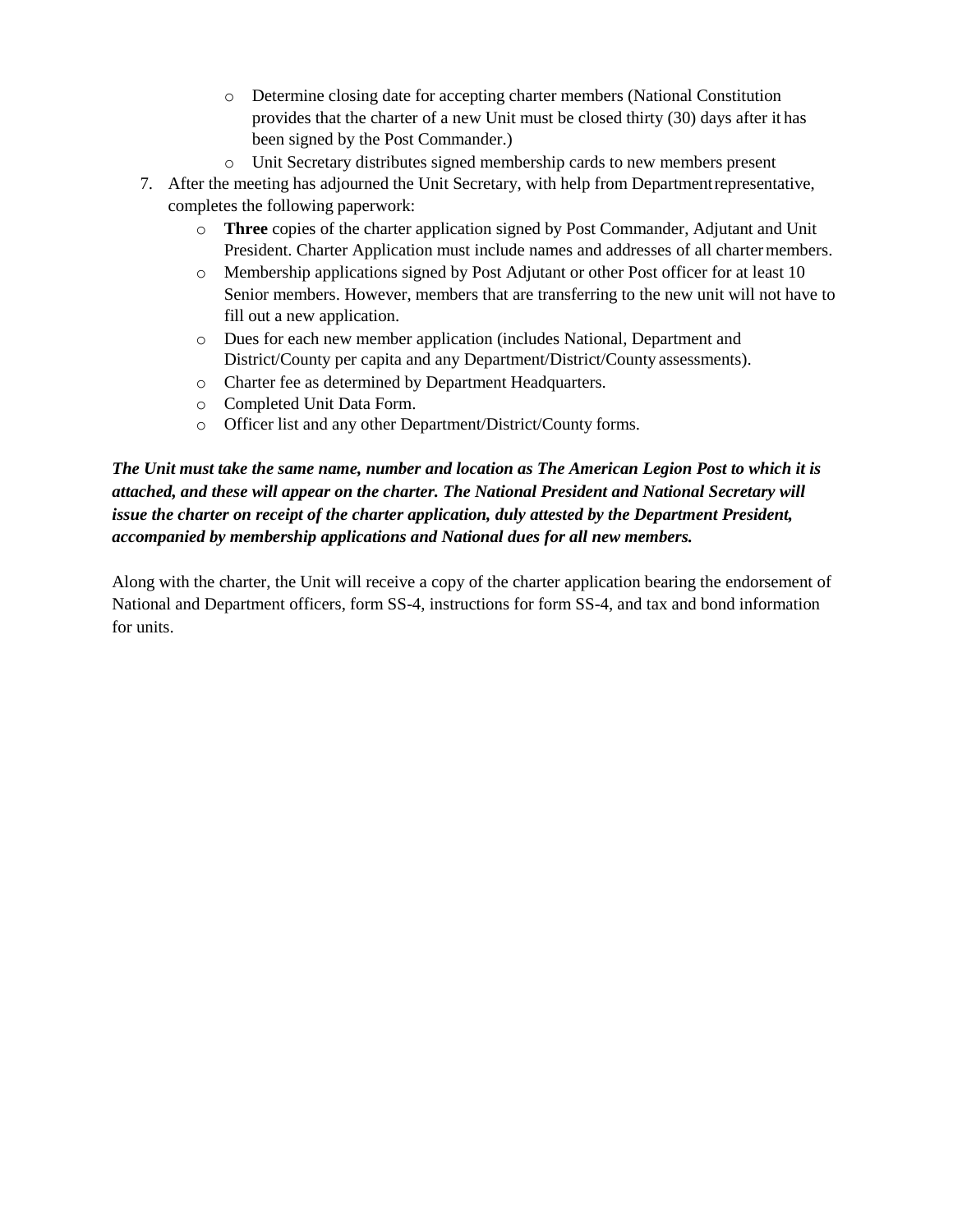- Determine closing date for accepting charter members (National Constitution provides that the charter of a new Unit must be closed thirty (30) days after it has been signed by the Post Commander.)
- Unit Secretary distributes signed membership cards to new members present

7. After the meeting has adjourned the Unit Secretary, with help from Department representative, completes the following paperwork:
   - **Three** copies of the charter application signed by Post Commander, Adjutant and Unit President. Charter Application must include names and addresses of all charter members.
   - Membership applications signed by Post Adjutant or other Post officer for at least 10 Senior members. However, members that are transferring to the new unit will not have to fill out a new application.
   - Dues for each new member application (includes National, Department and District/County per capita and any Department/District/County assessments).
   - Charter fee as determined by Department Headquarters.
   - Completed Unit Data Form.
   - Officer list and any other Department/District/County forms.

***The Unit must take the same name, number and location as The American Legion Post to which it is attached, and these will appear on the charter. The National President and National Secretary will issue the charter on receipt of the charter application, duly attested by the Department President, accompanied by membership applications and National dues for all new members.***

Along with the charter, the Unit will receive a copy of the charter application bearing the endorsement of National and Department officers, form SS-4, instructions for form SS-4, and tax and bond information for units.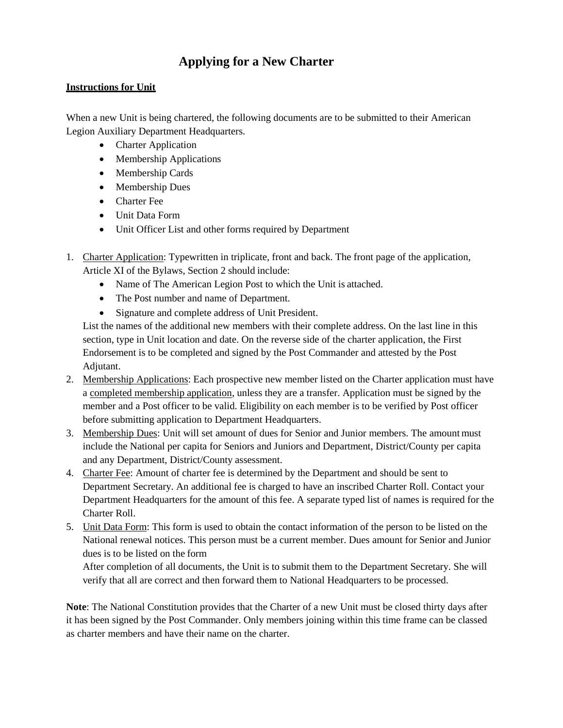# Applying for a New Charter

**Instructions for Unit**

When a new Unit is being chartered, the following documents are to be submitted to their American Legion Auxiliary Department Headquarters.

- Charter Application
- Membership Applications
- Membership Cards
- Membership Dues
- Charter Fee
- Unit Data Form
- Unit Officer List and other forms required by Department

1. Charter Application: Typewritten in triplicate, front and back. The front page of the application, Article XI of the Bylaws, Section 2 should include:
   - Name of The American Legion Post to which the Unit is attached.
   - The Post number and name of Department.
   - Signature and complete address of Unit President.

   List the names of the additional new members with their complete address. On the last line in this section, type in Unit location and date. On the reverse side of the charter application, the First Endorsement is to be completed and signed by the Post Commander and attested by the Post Adjutant.
2. Membership Applications: Each prospective new member listed on the Charter application must have a completed membership application, unless they are a transfer. Application must be signed by the member and a Post officer to be valid. Eligibility on each member is to be verified by Post officer before submitting application to Department Headquarters.
3. Membership Dues: Unit will set amount of dues for Senior and Junior members. The amount must include the National per capita for Seniors and Juniors and Department, District/County per capita and any Department, District/County assessment.
4. Charter Fee: Amount of charter fee is determined by the Department and should be sent to Department Secretary. An additional fee is charged to have an inscribed Charter Roll. Contact your Department Headquarters for the amount of this fee. A separate typed list of names is required for the Charter Roll.
5. Unit Data Form: This form is used to obtain the contact information of the person to be listed on the National renewal notices. This person must be a current member. Dues amount for Senior and Junior dues is to be listed on the form

   After completion of all documents, the Unit is to submit them to the Department Secretary. She will verify that all are correct and then forward them to National Headquarters to be processed.

**Note**: The National Constitution provides that the Charter of a new Unit must be closed thirty days after it has been signed by the Post Commander. Only members joining within this time frame can be classed as charter members and have their name on the charter.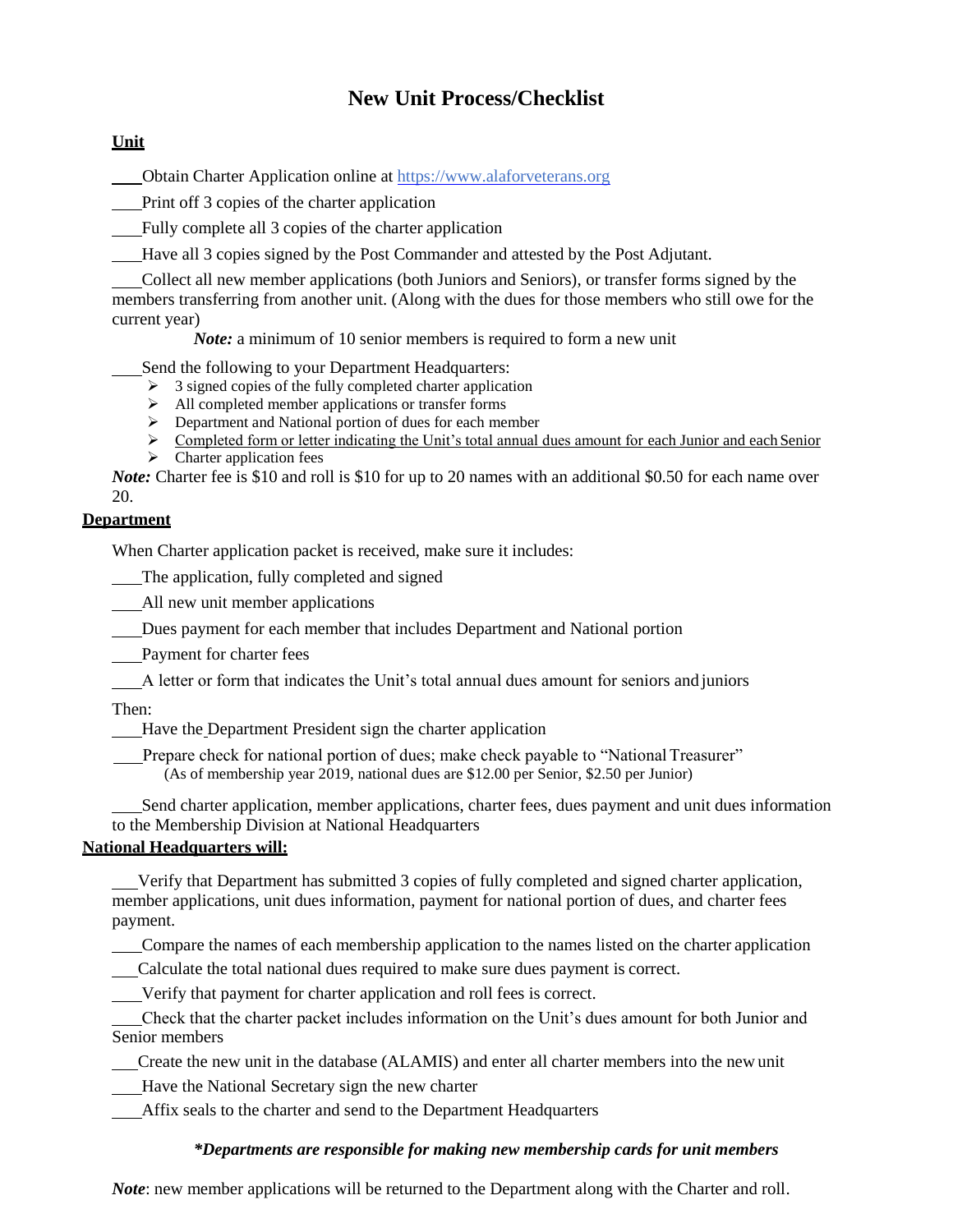# New Unit Process/Checklist

**Unit**

- [ ] Obtain Charter Application online at [https://www.alaforveterans.org](https://www.alaforveterans.org)
- [ ] Print off 3 copies of the charter application
- [ ] Fully complete all 3 copies of the charter application
- [ ] Have all 3 copies signed by the Post Commander and attested by the Post Adjutant.
- [ ] Collect all new member applications (both Juniors and Seniors), or transfer forms signed by the members transferring from another unit. (Along with the dues for those members who still owe for the current year)

    ***Note:*** a minimum of 10 senior members is required to form a new unit

- [ ] Send the following to your Department Headquarters:
    - 3 signed copies of the fully completed charter application
    - All completed member applications or transfer forms
    - Department and National portion of dues for each member
    - <u>Completed form or letter indicating the Unit's total annual dues amount for each Junior and each Senior</u>
    - Charter application fees

***Note:*** Charter fee is $10 and roll is $10 for up to 20 names with an additional $0.50 for each name over 20.

**Department**

When Charter application packet is received, make sure it includes:

- [ ] The application, fully completed and signed
- [ ] All new unit member applications
- [ ] Dues payment for each member that includes Department and National portion
- [ ] Payment for charter fees
- [ ] A letter or form that indicates the Unit's total annual dues amount for seniors and juniors

Then:

- [ ] Have the Department President sign the charter application
- [ ] Prepare check for national portion of dues; make check payable to "National Treasurer"

    (As of membership year 2019, national dues are $12.00 per Senior, $2.50 per Junior)

- [ ] Send charter application, member applications, charter fees, dues payment and unit dues information to the Membership Division at National Headquarters

**National Headquarters will:**

- [ ] Verify that Department has submitted 3 copies of fully completed and signed charter application, member applications, unit dues information, payment for national portion of dues, and charter fees payment.
- [ ] Compare the names of each membership application to the names listed on the charter application
- [ ] Calculate the total national dues required to make sure dues payment is correct.
- [ ] Verify that payment for charter application and roll fees is correct.
- [ ] Check that the charter packet includes information on the Unit's dues amount for both Junior and Senior members
- [ ] Create the new unit in the database (ALAMIS) and enter all charter members into the new unit
- [ ] Have the National Secretary sign the new charter
- [ ] Affix seals to the charter and send to the Department Headquarters

***\*Departments are responsible for making new membership cards for unit members***

***Note***: new member applications will be returned to the Department along with the Charter and roll.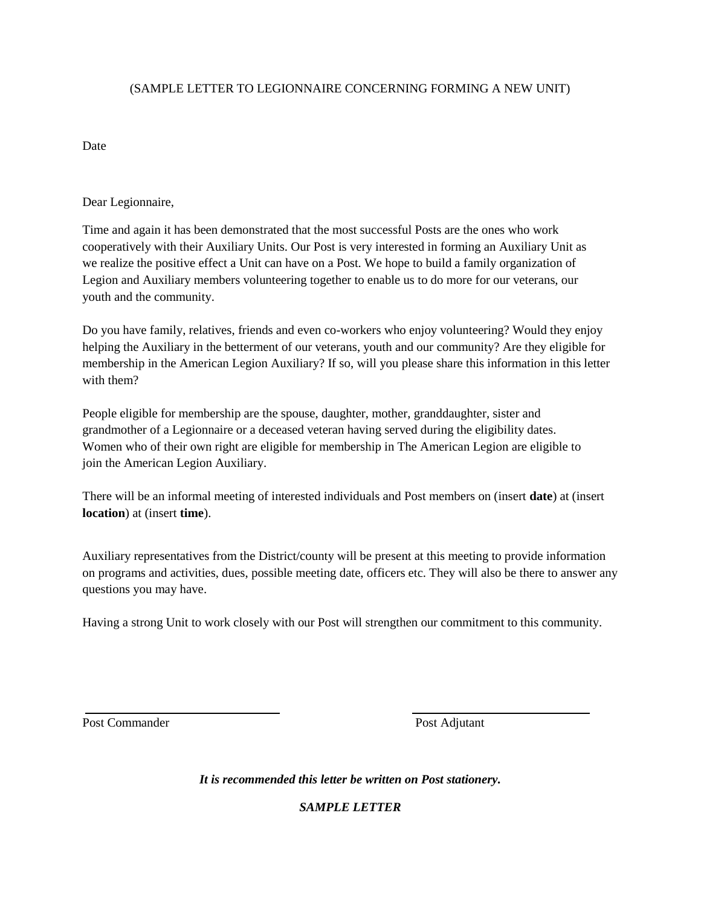(SAMPLE LETTER TO LEGIONNAIRE CONCERNING FORMING A NEW UNIT)

Date

Dear Legionnaire,

Time and again it has been demonstrated that the most successful Posts are the ones who work cooperatively with their Auxiliary Units. Our Post is very interested in forming an Auxiliary Unit as we realize the positive effect a Unit can have on a Post. We hope to build a family organization of Legion and Auxiliary members volunteering together to enable us to do more for our veterans, our youth and the community.

Do you have family, relatives, friends and even co-workers who enjoy volunteering? Would they enjoy helping the Auxiliary in the betterment of our veterans, youth and our community? Are they eligible for membership in the American Legion Auxiliary? If so, will you please share this information in this letter with them?

People eligible for membership are the spouse, daughter, mother, granddaughter, sister and grandmother of a Legionnaire or a deceased veteran having served during the eligibility dates. Women who of their own right are eligible for membership in The American Legion are eligible to join the American Legion Auxiliary.

There will be an informal meeting of interested individuals and Post members on (insert **date**) at (insert **location**) at (insert **time**).

Auxiliary representatives from the District/county will be present at this meeting to provide information on programs and activities, dues, possible meeting date, officers etc. They will also be there to answer any questions you may have.

Having a strong Unit to work closely with our Post will strengthen our commitment to this community.

Post Commander

Post Adjutant

***It is recommended this letter be written on Post stationery.***

***SAMPLE LETTER***